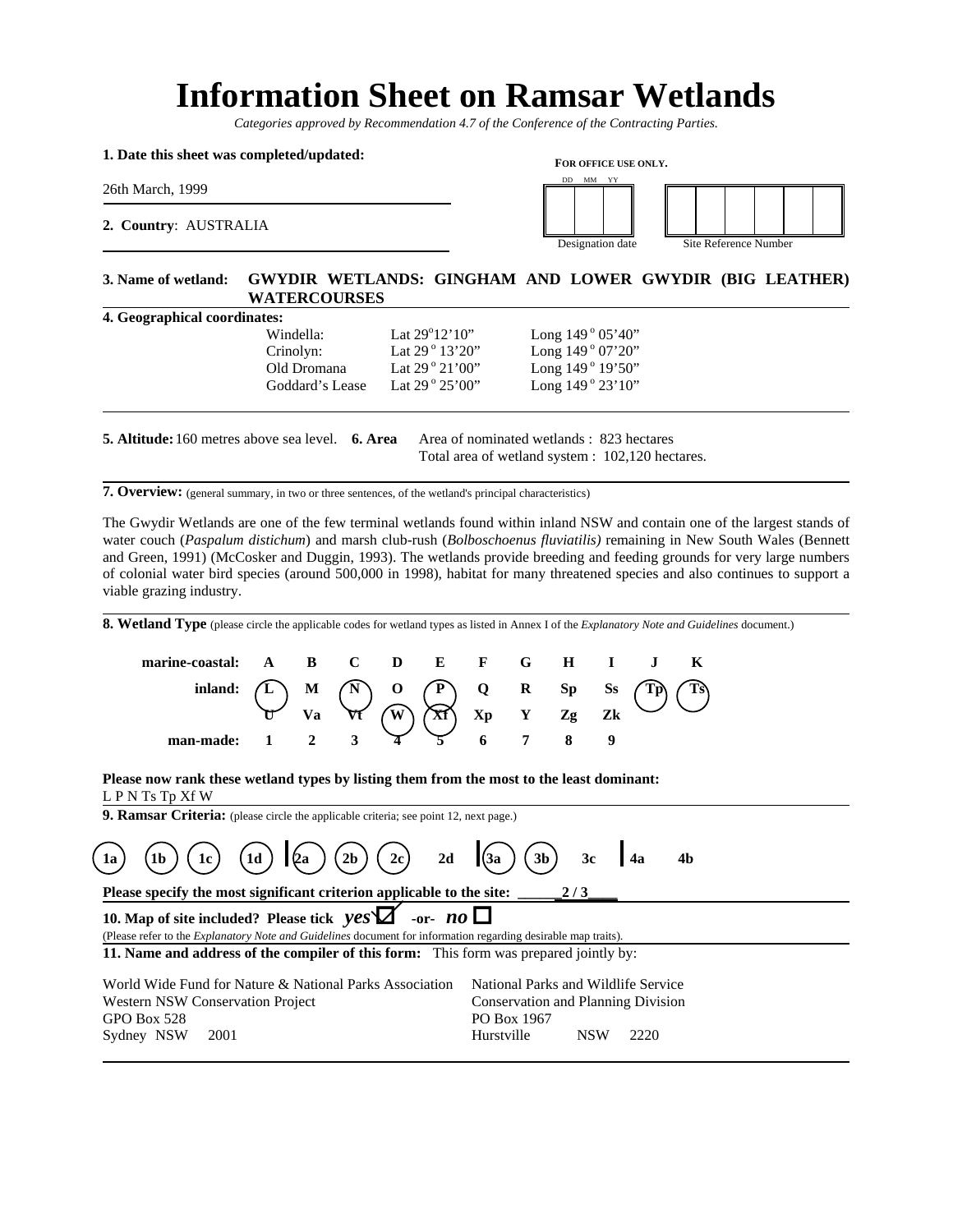# Information Sheet on Ramsar Wetlands

*Categories approved by Recommendation 4.7 of the Conference of the Contracting Parties.*

**1. Date this sheet was completed/updated:**

26th March, 1999

**FOR OFFICE USE ONLY.**

| DD | MM | YY |
|---|---|---|
| | | |

Designation date

Site Reference Number

**2. Country**: AUSTRALIA

**3. Name of wetland:** **GWYDIR WETLANDS: GINGHAM AND LOWER GWYDIR (BIG LEATHER) WATERCOURSES**

**4. Geographical coordinates:**

| | | |
|---|---|---|
| Windella: | Lat 29°12'10" | Long 149° 05'40" |
| Crinolyn: | Lat 29° 13'20" | Long 149° 07'20" |
| Old Dromana | Lat 29° 21'00" | Long 149° 19'50" |
| Goddard's Lease | Lat 29° 25'00" | Long 149° 23'10" |

**5. Altitude:** 160 metres above sea level.

**6. Area** Area of nominated wetlands : 823 hectares
Total area of wetland system : 102,120 hectares.

**7. Overview:** (general summary, in two or three sentences, of the wetland's principal characteristics)

The Gwydir Wetlands are one of the few terminal wetlands found within inland NSW and contain one of the largest stands of water couch (*Paspalum distichum*) and marsh club-rush (*Bolboschoenus fluviatilis)* remaining in New South Wales (Bennett and Green, 1991) (McCosker and Duggin, 1993). The wetlands provide breeding and feeding grounds for very large numbers of colonial water bird species (around 500,000 in 1998), habitat for many threatened species and also continues to support a viable grazing industry.

**8. Wetland Type** (please circle the applicable codes for wetland types as listed in Annex I of the *Explanatory Note and Guidelines* document.)

**marine-coastal:** A B C D E F G H I J K

**inland:** (L) M (N) O (P) Q R Sp Ss (Tp) (Ts)
U Va Vt (W) (Xf) Xp Y Zg Zk

**man-made:** 1 2 3 4 5 6 7 8 9

**Please now rank these wetland types by listing them from the most to the least dominant:**

L P N Ts Tp Xf W

**9. Ramsar Criteria:** (please circle the applicable criteria; see point 12, next page.)

(1a) (1b) (1c) (1d) | (2a) (2b) (2c) 2d | (3a) (3b) 3c | 4a 4b

**Please specify the most significant criterion applicable to the site:** 2 / 3

**10. Map of site included? Please tick** *yes* ☑ -or- *no* ☐

(Please refer to the *Explanatory Note and Guidelines* document for information regarding desirable map traits).

**11. Name and address of the compiler of this form:** This form was prepared jointly by:

World Wide Fund for Nature & National Parks Association
Western NSW Conservation Project
GPO Box 528
Sydney NSW 2001

National Parks and Wildlife Service
Conservation and Planning Division
PO Box 1967
Hurstville NSW 2220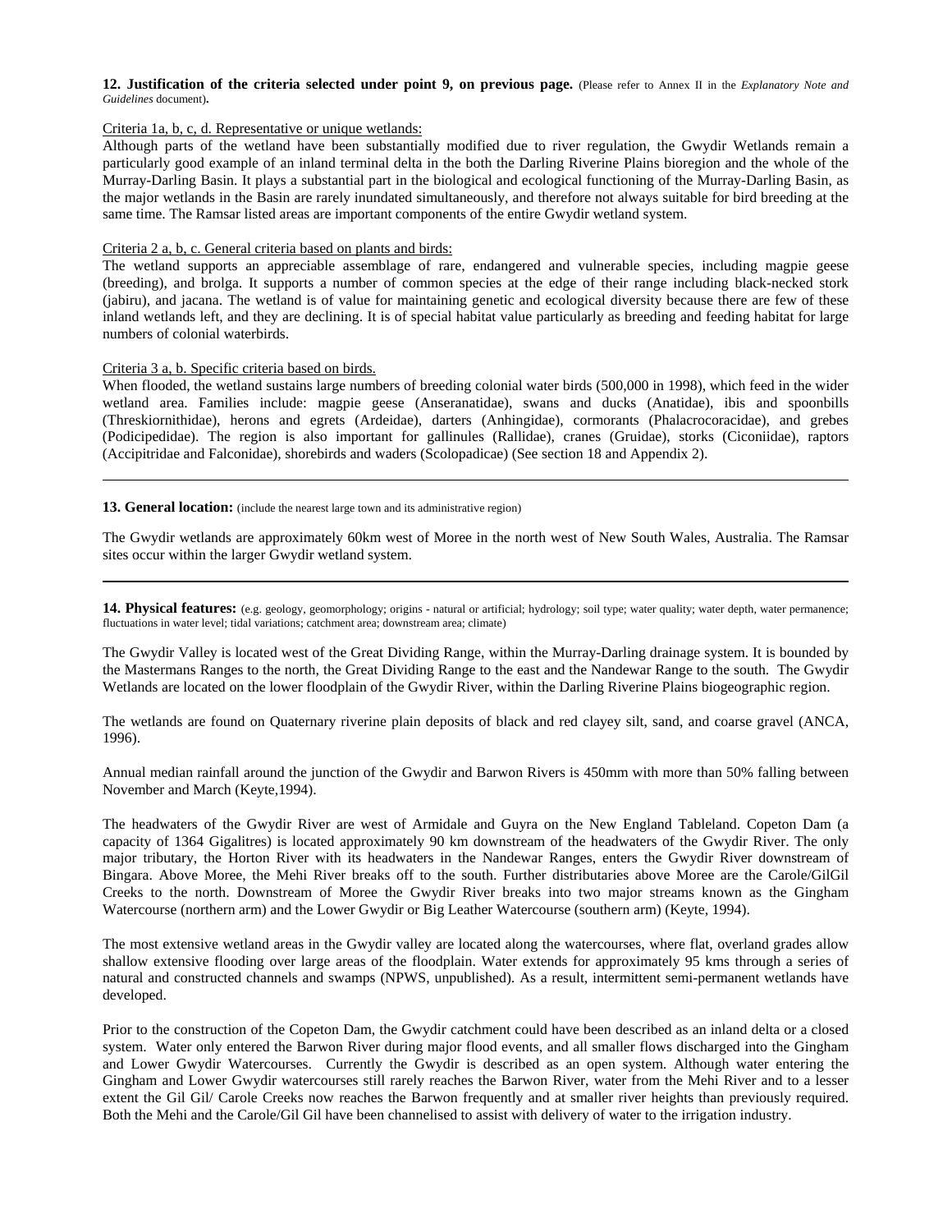**12. Justification of the criteria selected under point 9, on previous page.** (Please refer to Annex II in the *Explanatory Note and Guidelines* document)**.**

Criteria 1a, b, c, d. Representative or unique wetlands:

Although parts of the wetland have been substantially modified due to river regulation, the Gwydir Wetlands remain a particularly good example of an inland terminal delta in the both the Darling Riverine Plains bioregion and the whole of the Murray-Darling Basin. It plays a substantial part in the biological and ecological functioning of the Murray-Darling Basin, as the major wetlands in the Basin are rarely inundated simultaneously, and therefore not always suitable for bird breeding at the same time. The Ramsar listed areas are important components of the entire Gwydir wetland system.

Criteria 2 a, b, c. General criteria based on plants and birds:

The wetland supports an appreciable assemblage of rare, endangered and vulnerable species, including magpie geese (breeding), and brolga. It supports a number of common species at the edge of their range including black-necked stork (jabiru), and jacana. The wetland is of value for maintaining genetic and ecological diversity because there are few of these inland wetlands left, and they are declining. It is of special habitat value particularly as breeding and feeding habitat for large numbers of colonial waterbirds.

Criteria 3 a, b. Specific criteria based on birds.

When flooded, the wetland sustains large numbers of breeding colonial water birds (500,000 in 1998), which feed in the wider wetland area. Families include: magpie geese (Anseranatidae), swans and ducks (Anatidae), ibis and spoonbills (Threskiornithidae), herons and egrets (Ardeidae), darters (Anhingidae), cormorants (Phalacrocoracidae), and grebes (Podicipedidae). The region is also important for gallinules (Rallidae), cranes (Gruidae), storks (Ciconiidae), raptors (Accipitridae and Falconidae), shorebirds and waders (Scolopadicae) (See section 18 and Appendix 2).

---

**13. General location:** (include the nearest large town and its administrative region)

The Gwydir wetlands are approximately 60km west of Moree in the north west of New South Wales, Australia. The Ramsar sites occur within the larger Gwydir wetland system.

---

**14. Physical features:** (e.g. geology, geomorphology; origins - natural or artificial; hydrology; soil type; water quality; water depth, water permanence; fluctuations in water level; tidal variations; catchment area; downstream area; climate)

The Gwydir Valley is located west of the Great Dividing Range, within the Murray-Darling drainage system. It is bounded by the Mastermans Ranges to the north, the Great Dividing Range to the east and the Nandewar Range to the south. The Gwydir Wetlands are located on the lower floodplain of the Gwydir River, within the Darling Riverine Plains biogeographic region.

The wetlands are found on Quaternary riverine plain deposits of black and red clayey silt, sand, and coarse gravel (ANCA, 1996).

Annual median rainfall around the junction of the Gwydir and Barwon Rivers is 450mm with more than 50% falling between November and March (Keyte,1994).

The headwaters of the Gwydir River are west of Armidale and Guyra on the New England Tableland. Copeton Dam (a capacity of 1364 Gigalitres) is located approximately 90 km downstream of the headwaters of the Gwydir River. The only major tributary, the Horton River with its headwaters in the Nandewar Ranges, enters the Gwydir River downstream of Bingara. Above Moree, the Mehi River breaks off to the south. Further distributaries above Moree are the Carole/GilGil Creeks to the north. Downstream of Moree the Gwydir River breaks into two major streams known as the Gingham Watercourse (northern arm) and the Lower Gwydir or Big Leather Watercourse (southern arm) (Keyte, 1994).

The most extensive wetland areas in the Gwydir valley are located along the watercourses, where flat, overland grades allow shallow extensive flooding over large areas of the floodplain. Water extends for approximately 95 kms through a series of natural and constructed channels and swamps (NPWS, unpublished). As a result, intermittent semi-permanent wetlands have developed.

Prior to the construction of the Copeton Dam, the Gwydir catchment could have been described as an inland delta or a closed system. Water only entered the Barwon River during major flood events, and all smaller flows discharged into the Gingham and Lower Gwydir Watercourses. Currently the Gwydir is described as an open system. Although water entering the Gingham and Lower Gwydir watercourses still rarely reaches the Barwon River, water from the Mehi River and to a lesser extent the Gil Gil/ Carole Creeks now reaches the Barwon frequently and at smaller river heights than previously required. Both the Mehi and the Carole/Gil Gil have been channelised to assist with delivery of water to the irrigation industry.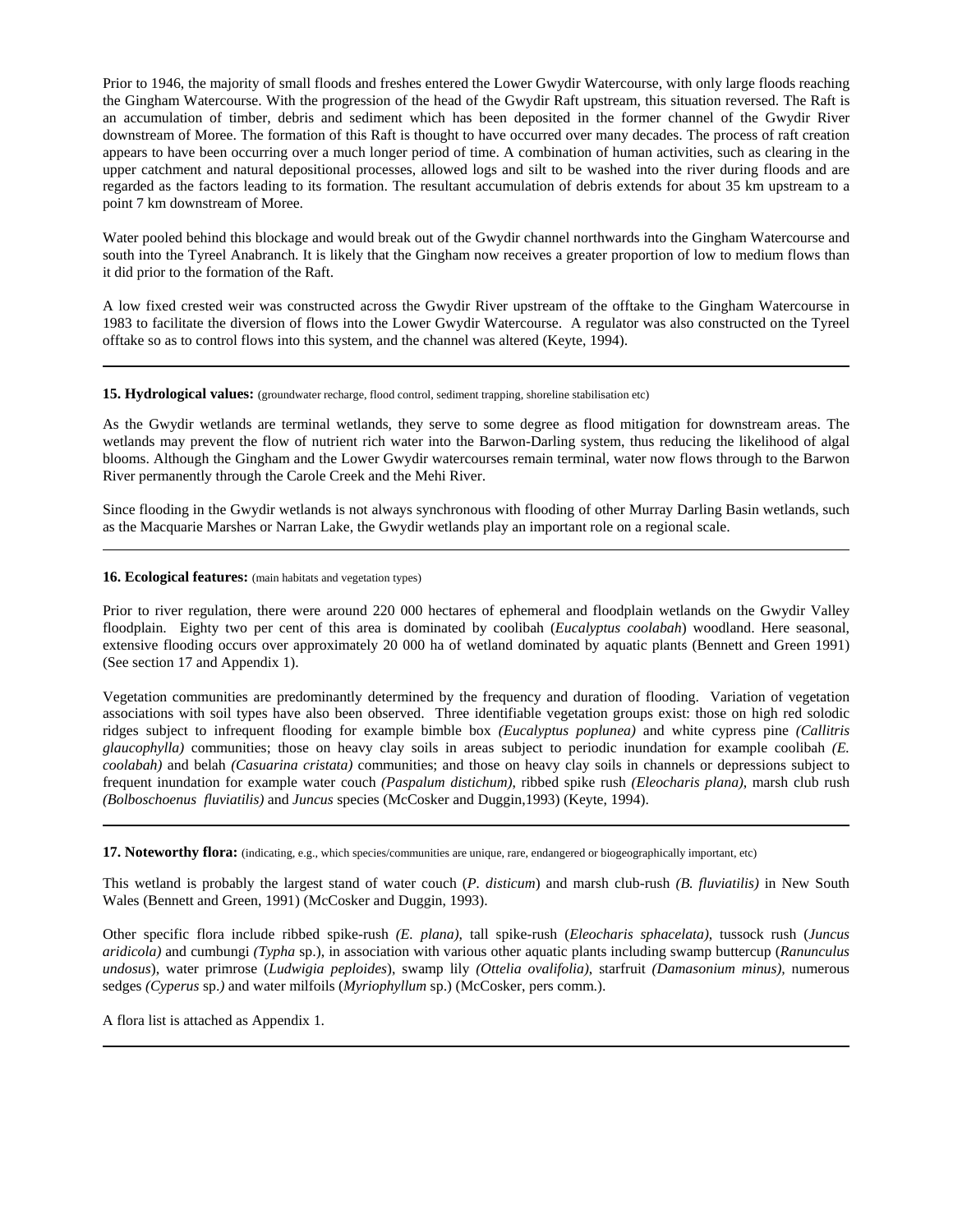Prior to 1946, the majority of small floods and freshes entered the Lower Gwydir Watercourse, with only large floods reaching the Gingham Watercourse. With the progression of the head of the Gwydir Raft upstream, this situation reversed. The Raft is an accumulation of timber, debris and sediment which has been deposited in the former channel of the Gwydir River downstream of Moree. The formation of this Raft is thought to have occurred over many decades. The process of raft creation appears to have been occurring over a much longer period of time. A combination of human activities, such as clearing in the upper catchment and natural depositional processes, allowed logs and silt to be washed into the river during floods and are regarded as the factors leading to its formation. The resultant accumulation of debris extends for about 35 km upstream to a point 7 km downstream of Moree.

Water pooled behind this blockage and would break out of the Gwydir channel northwards into the Gingham Watercourse and south into the Tyreel Anabranch. It is likely that the Gingham now receives a greater proportion of low to medium flows than it did prior to the formation of the Raft.

A low fixed crested weir was constructed across the Gwydir River upstream of the offtake to the Gingham Watercourse in 1983 to facilitate the diversion of flows into the Lower Gwydir Watercourse. A regulator was also constructed on the Tyreel offtake so as to control flows into this system, and the channel was altered (Keyte, 1994).

---

**15. Hydrological values:** (groundwater recharge, flood control, sediment trapping, shoreline stabilisation etc)

As the Gwydir wetlands are terminal wetlands, they serve to some degree as flood mitigation for downstream areas. The wetlands may prevent the flow of nutrient rich water into the Barwon-Darling system, thus reducing the likelihood of algal blooms. Although the Gingham and the Lower Gwydir watercourses remain terminal, water now flows through to the Barwon River permanently through the Carole Creek and the Mehi River.

Since flooding in the Gwydir wetlands is not always synchronous with flooding of other Murray Darling Basin wetlands, such as the Macquarie Marshes or Narran Lake, the Gwydir wetlands play an important role on a regional scale.

---

**16. Ecological features:** (main habitats and vegetation types)

Prior to river regulation, there were around 220 000 hectares of ephemeral and floodplain wetlands on the Gwydir Valley floodplain. Eighty two per cent of this area is dominated by coolibah (*Eucalyptus coolabah*) woodland. Here seasonal, extensive flooding occurs over approximately 20 000 ha of wetland dominated by aquatic plants (Bennett and Green 1991) (See section 17 and Appendix 1).

Vegetation communities are predominantly determined by the frequency and duration of flooding. Variation of vegetation associations with soil types have also been observed. Three identifiable vegetation groups exist: those on high red solodic ridges subject to infrequent flooding for example bimble box *(Eucalyptus poplunea)* and white cypress pine *(Callitris glaucophylla)* communities; those on heavy clay soils in areas subject to periodic inundation for example coolibah *(E. coolabah)* and belah *(Casuarina cristata)* communities; and those on heavy clay soils in channels or depressions subject to frequent inundation for example water couch *(Paspalum distichum)*, ribbed spike rush *(Eleocharis plana)*, marsh club rush *(Bolboschoenus fluviatilis)* and *Juncus* species (McCosker and Duggin,1993) (Keyte, 1994).

---

**17. Noteworthy flora:** (indicating, e.g., which species/communities are unique, rare, endangered or biogeographically important, etc)

This wetland is probably the largest stand of water couch (*P. disticum*) and marsh club-rush *(B. fluviatilis)* in New South Wales (Bennett and Green, 1991) (McCosker and Duggin, 1993).

Other specific flora include ribbed spike-rush *(E. plana)*, tall spike-rush (*Eleocharis sphacelata)*, tussock rush (*Juncus aridicola)* and cumbungi *(Typha* sp.), in association with various other aquatic plants including swamp buttercup (*Ranunculus undosus*), water primrose (*Ludwigia peploides*), swamp lily *(Ottelia ovalifolia)*, starfruit *(Damasonium minus)*, numerous sedges *(Cyperus* sp.*)* and water milfoils (*Myriophyllum* sp.) (McCosker, pers comm.).

A flora list is attached as Appendix 1.

---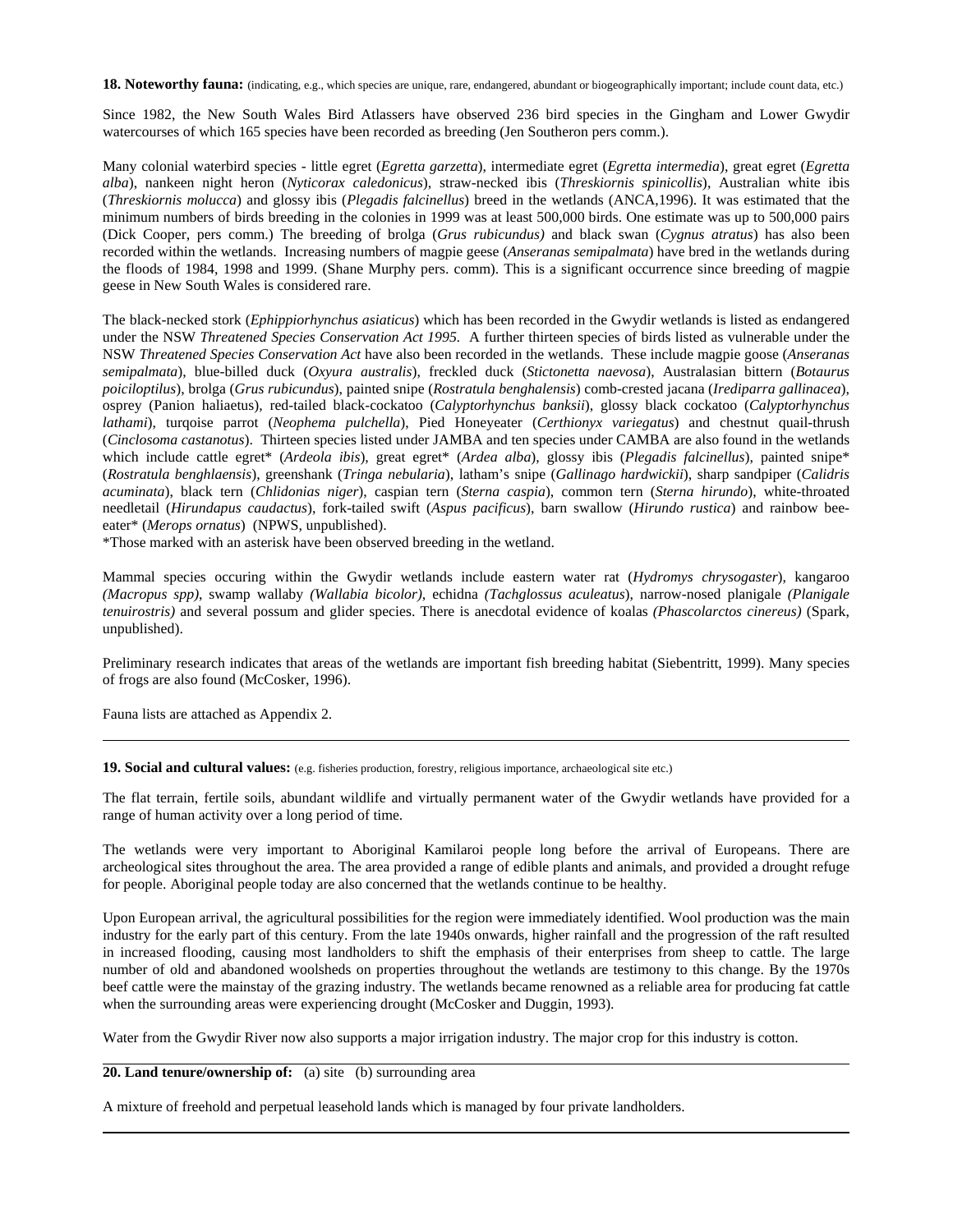**18. Noteworthy fauna:** (indicating, e.g., which species are unique, rare, endangered, abundant or biogeographically important; include count data, etc.)

Since 1982, the New South Wales Bird Atlassers have observed 236 bird species in the Gingham and Lower Gwydir watercourses of which 165 species have been recorded as breeding (Jen Southeron pers comm.).

Many colonial waterbird species - little egret (*Egretta garzetta*), intermediate egret (*Egretta intermedia*), great egret (*Egretta alba*), nankeen night heron (*Nyticorax caledonicus*), straw-necked ibis (*Threskiornis spinicollis*), Australian white ibis (*Threskiornis molucca*) and glossy ibis (*Plegadis falcinellus*) breed in the wetlands (ANCA,1996). It was estimated that the minimum numbers of birds breeding in the colonies in 1999 was at least 500,000 birds. One estimate was up to 500,000 pairs (Dick Cooper, pers comm.) The breeding of brolga (*Grus rubicundus)* and black swan (*Cygnus atratus*) has also been recorded within the wetlands. Increasing numbers of magpie geese (*Anseranas semipalmata*) have bred in the wetlands during the floods of 1984, 1998 and 1999. (Shane Murphy pers. comm). This is a significant occurrence since breeding of magpie geese in New South Wales is considered rare.

The black-necked stork (*Ephippiorhynchus asiaticus*) which has been recorded in the Gwydir wetlands is listed as endangered under the NSW *Threatened Species Conservation Act 1995*. A further thirteen species of birds listed as vulnerable under the NSW *Threatened Species Conservation Act* have also been recorded in the wetlands. These include magpie goose (*Anseranas semipalmata*), blue-billed duck (*Oxyura australis*), freckled duck (*Stictonetta naevosa*), Australasian bittern (*Botaurus poiciloptilus*), brolga (*Grus rubicundus*), painted snipe (*Rostratula benghalensis*) comb-crested jacana (*Irediparra gallinacea*), osprey (Panion haliaetus), red-tailed black-cockatoo (*Calyptorhynchus banksii*), glossy black cockatoo (*Calyptorhynchus lathami*), turqoise parrot (*Neophema pulchella*), Pied Honeyeater (*Certhionyx variegatus*) and chestnut quail-thrush (*Cinclosoma castanotus*). Thirteen species listed under JAMBA and ten species under CAMBA are also found in the wetlands which include cattle egret* (*Ardeola ibis*), great egret* (*Ardea alba*), glossy ibis (*Plegadis falcinellus*), painted snipe* (*Rostratula benghlaensis*), greenshank (*Tringa nebularia*), latham's snipe (*Gallinago hardwickii*), sharp sandpiper (*Calidris acuminata*), black tern (*Chlidonias niger*), caspian tern (*Sterna caspia*), common tern (*Sterna hirundo*), white-throated needletail (*Hirundapus caudactus*), fork-tailed swift (*Aspus pacificus*), barn swallow (*Hirundo rustica*) and rainbow bee-eater* (*Merops ornatus*) (NPWS, unpublished).

*Those marked with an asterisk have been observed breeding in the wetland.

Mammal species occuring within the Gwydir wetlands include eastern water rat (*Hydromys chrysogaster*), kangaroo *(Macropus spp)*, swamp wallaby *(Wallabia bicolor)*, echidna *(Tachglossus aculeatus*), narrow-nosed planigale *(Planigale tenuirostris)* and several possum and glider species. There is anecdotal evidence of koalas *(Phascolarctos cinereus)* (Spark, unpublished).

Preliminary research indicates that areas of the wetlands are important fish breeding habitat (Siebentritt, 1999). Many species of frogs are also found (McCosker, 1996).

Fauna lists are attached as Appendix 2.

---

**19. Social and cultural values:** (e.g. fisheries production, forestry, religious importance, archaeological site etc.)

The flat terrain, fertile soils, abundant wildlife and virtually permanent water of the Gwydir wetlands have provided for a range of human activity over a long period of time.

The wetlands were very important to Aboriginal Kamilaroi people long before the arrival of Europeans. There are archeological sites throughout the area. The area provided a range of edible plants and animals, and provided a drought refuge for people. Aboriginal people today are also concerned that the wetlands continue to be healthy.

Upon European arrival, the agricultural possibilities for the region were immediately identified. Wool production was the main industry for the early part of this century. From the late 1940s onwards, higher rainfall and the progression of the raft resulted in increased flooding, causing most landholders to shift the emphasis of their enterprises from sheep to cattle. The large number of old and abandoned woolsheds on properties throughout the wetlands are testimony to this change. By the 1970s beef cattle were the mainstay of the grazing industry. The wetlands became renowned as a reliable area for producing fat cattle when the surrounding areas were experiencing drought (McCosker and Duggin, 1993).

Water from the Gwydir River now also supports a major irrigation industry. The major crop for this industry is cotton.

---

**20. Land tenure/ownership of:** (a) site (b) surrounding area

A mixture of freehold and perpetual leasehold lands which is managed by four private landholders.

---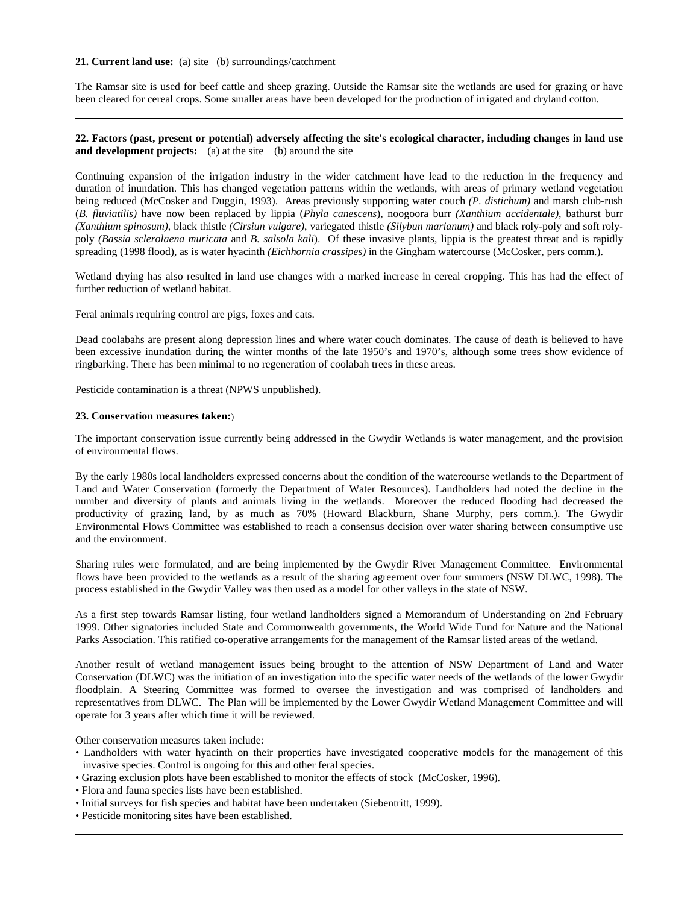**21. Current land use:** (a) site (b) surroundings/catchment

The Ramsar site is used for beef cattle and sheep grazing. Outside the Ramsar site the wetlands are used for grazing or have been cleared for cereal crops. Some smaller areas have been developed for the production of irrigated and dryland cotton.

---

**22. Factors (past, present or potential) adversely affecting the site's ecological character, including changes in land use and development projects:** (a) at the site (b) around the site

Continuing expansion of the irrigation industry in the wider catchment have lead to the reduction in the frequency and duration of inundation. This has changed vegetation patterns within the wetlands, with areas of primary wetland vegetation being reduced (McCosker and Duggin, 1993). Areas previously supporting water couch *(P. distichum)* and marsh club-rush (*B. fluviatilis)* have now been replaced by lippia (*Phyla canescens*), noogoora burr *(Xanthium accidentale)*, bathurst burr *(Xanthium spinosum)*, black thistle *(Cirsiun vulgare)*, variegated thistle *(Silybun marianum)* and black roly-poly and soft roly-poly *(Bassia sclerolaena muricata* and *B. salsola kali*). Of these invasive plants, lippia is the greatest threat and is rapidly spreading (1998 flood), as is water hyacinth *(Eichhornia crassipes)* in the Gingham watercourse (McCosker, pers comm.).

Wetland drying has also resulted in land use changes with a marked increase in cereal cropping. This has had the effect of further reduction of wetland habitat.

Feral animals requiring control are pigs, foxes and cats.

Dead coolabahs are present along depression lines and where water couch dominates. The cause of death is believed to have been excessive inundation during the winter months of the late 1950's and 1970's, although some trees show evidence of ringbarking. There has been minimal to no regeneration of coolabah trees in these areas.

Pesticide contamination is a threat (NPWS unpublished).

---

**23. Conservation measures taken:**)

The important conservation issue currently being addressed in the Gwydir Wetlands is water management, and the provision of environmental flows.

By the early 1980s local landholders expressed concerns about the condition of the watercourse wetlands to the Department of Land and Water Conservation (formerly the Department of Water Resources). Landholders had noted the decline in the number and diversity of plants and animals living in the wetlands. Moreover the reduced flooding had decreased the productivity of grazing land, by as much as 70% (Howard Blackburn, Shane Murphy, pers comm.). The Gwydir Environmental Flows Committee was established to reach a consensus decision over water sharing between consumptive use and the environment.

Sharing rules were formulated, and are being implemented by the Gwydir River Management Committee. Environmental flows have been provided to the wetlands as a result of the sharing agreement over four summers (NSW DLWC, 1998). The process established in the Gwydir Valley was then used as a model for other valleys in the state of NSW.

As a first step towards Ramsar listing, four wetland landholders signed a Memorandum of Understanding on 2nd February 1999. Other signatories included State and Commonwealth governments, the World Wide Fund for Nature and the National Parks Association. This ratified co-operative arrangements for the management of the Ramsar listed areas of the wetland.

Another result of wetland management issues being brought to the attention of NSW Department of Land and Water Conservation (DLWC) was the initiation of an investigation into the specific water needs of the wetlands of the lower Gwydir floodplain. A Steering Committee was formed to oversee the investigation and was comprised of landholders and representatives from DLWC. The Plan will be implemented by the Lower Gwydir Wetland Management Committee and will operate for 3 years after which time it will be reviewed.

Other conservation measures taken include:

- Landholders with water hyacinth on their properties have investigated cooperative models for the management of this invasive species. Control is ongoing for this and other feral species.
- Grazing exclusion plots have been established to monitor the effects of stock (McCosker, 1996).
- Flora and fauna species lists have been established.
- Initial surveys for fish species and habitat have been undertaken (Siebentritt, 1999).
- Pesticide monitoring sites have been established.

---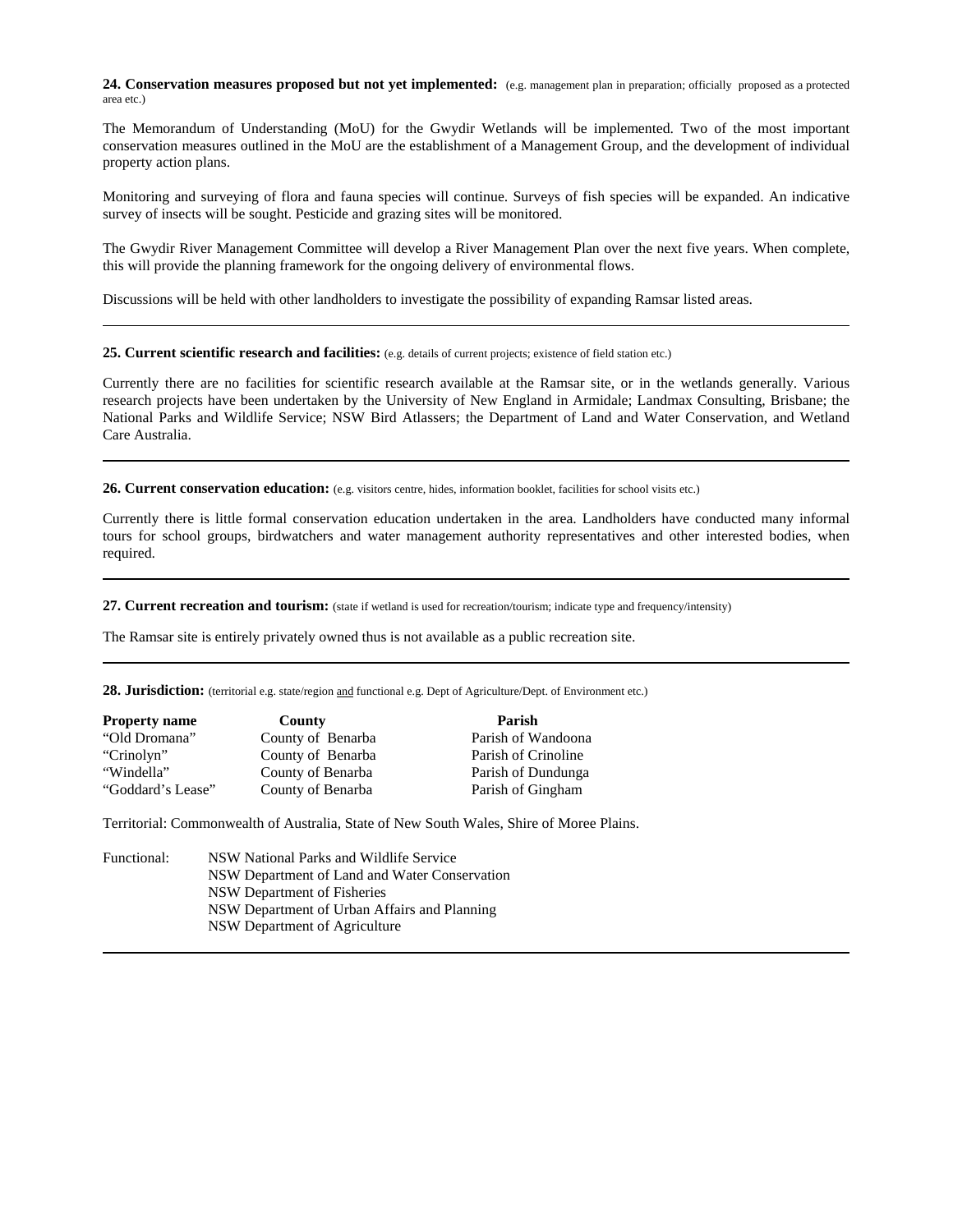**24. Conservation measures proposed but not yet implemented:** (e.g. management plan in preparation; officially proposed as a protected area etc.)

The Memorandum of Understanding (MoU) for the Gwydir Wetlands will be implemented. Two of the most important conservation measures outlined in the MoU are the establishment of a Management Group, and the development of individual property action plans.

Monitoring and surveying of flora and fauna species will continue. Surveys of fish species will be expanded. An indicative survey of insects will be sought. Pesticide and grazing sites will be monitored.

The Gwydir River Management Committee will develop a River Management Plan over the next five years. When complete, this will provide the planning framework for the ongoing delivery of environmental flows.

Discussions will be held with other landholders to investigate the possibility of expanding Ramsar listed areas.

---

**25. Current scientific research and facilities:** (e.g. details of current projects; existence of field station etc.)

Currently there are no facilities for scientific research available at the Ramsar site, or in the wetlands generally. Various research projects have been undertaken by the University of New England in Armidale; Landmax Consulting, Brisbane; the National Parks and Wildlife Service; NSW Bird Atlassers; the Department of Land and Water Conservation, and Wetland Care Australia.

---

**26. Current conservation education:** (e.g. visitors centre, hides, information booklet, facilities for school visits etc.)

Currently there is little formal conservation education undertaken in the area. Landholders have conducted many informal tours for school groups, birdwatchers and water management authority representatives and other interested bodies, when required.

---

**27. Current recreation and tourism:** (state if wetland is used for recreation/tourism; indicate type and frequency/intensity)

The Ramsar site is entirely privately owned thus is not available as a public recreation site.

---

**28. Jurisdiction:** (territorial e.g. state/region and functional e.g. Dept of Agriculture/Dept. of Environment etc.)

| Property name | County | Parish |
|---|---|---|
| "Old Dromana" | County of Benarba | Parish of Wandoona |
| "Crinolyn" | County of Benarba | Parish of Crinoline |
| "Windella" | County of Benarba | Parish of Dundunga |
| "Goddard's Lease" | County of Benarba | Parish of Gingham |

Territorial: Commonwealth of Australia, State of New South Wales, Shire of Moree Plains.

Functional:
- NSW National Parks and Wildlife Service
- NSW Department of Land and Water Conservation
- NSW Department of Fisheries
- NSW Department of Urban Affairs and Planning
- NSW Department of Agriculture

---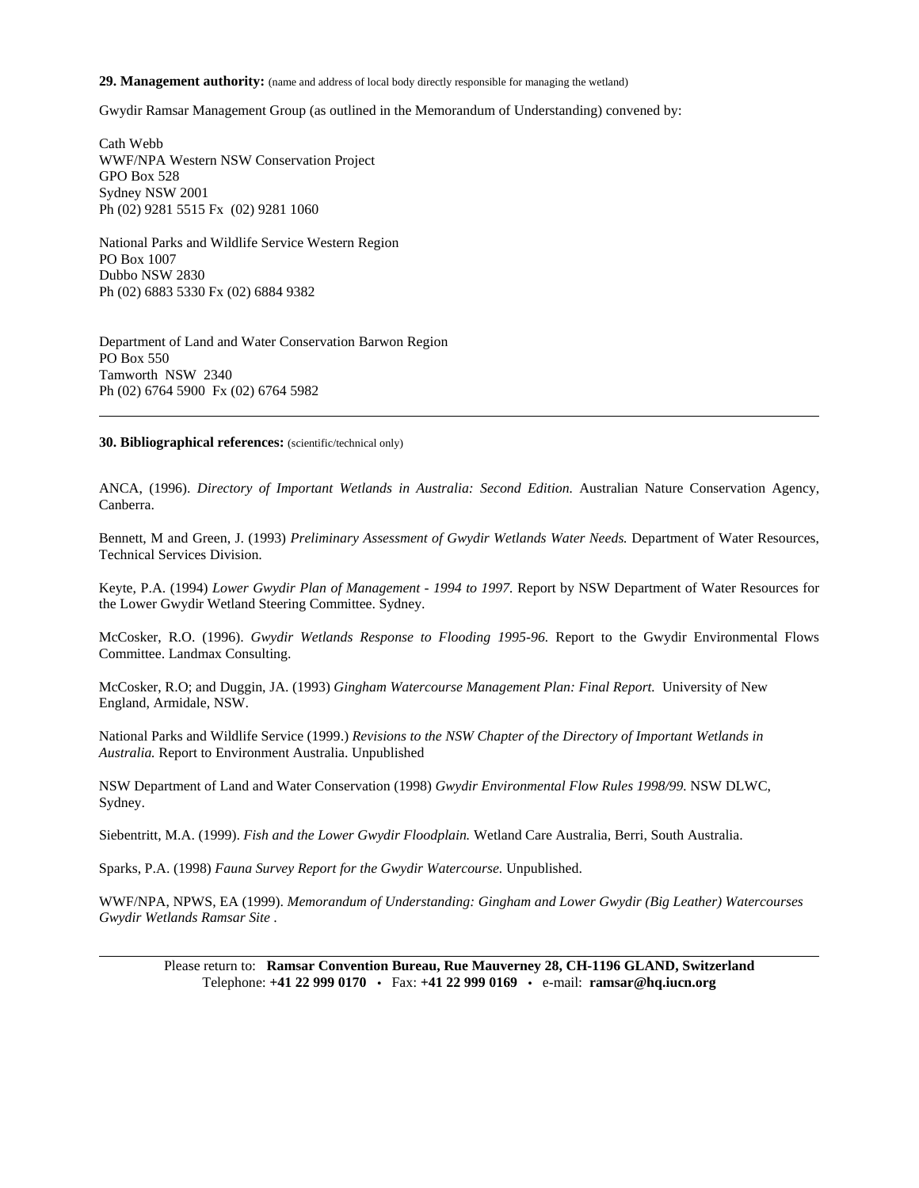**29. Management authority:** (name and address of local body directly responsible for managing the wetland)

Gwydir Ramsar Management Group (as outlined in the Memorandum of Understanding) convened by:

Cath Webb
WWF/NPA Western NSW Conservation Project
GPO Box 528
Sydney NSW 2001
Ph (02) 9281 5515 Fx (02) 9281 1060

National Parks and Wildlife Service Western Region
PO Box 1007
Dubbo NSW 2830
Ph (02) 6883 5330 Fx (02) 6884 9382

Department of Land and Water Conservation Barwon Region
PO Box 550
Tamworth NSW 2340
Ph (02) 6764 5900 Fx (02) 6764 5982

---

**30. Bibliographical references:** (scientific/technical only)

ANCA, (1996). *Directory of Important Wetlands in Australia: Second Edition.* Australian Nature Conservation Agency, Canberra.

Bennett, M and Green, J. (1993) *Preliminary Assessment of Gwydir Wetlands Water Needs.* Department of Water Resources, Technical Services Division.

Keyte, P.A. (1994) *Lower Gwydir Plan of Management - 1994 to 1997.* Report by NSW Department of Water Resources for the Lower Gwydir Wetland Steering Committee. Sydney.

McCosker, R.O. (1996). *Gwydir Wetlands Response to Flooding 1995-96.* Report to the Gwydir Environmental Flows Committee. Landmax Consulting.

McCosker, R.O; and Duggin, JA. (1993) *Gingham Watercourse Management Plan: Final Report.* University of New England, Armidale, NSW.

National Parks and Wildlife Service (1999.) *Revisions to the NSW Chapter of the Directory of Important Wetlands in Australia.* Report to Environment Australia. Unpublished

NSW Department of Land and Water Conservation (1998) *Gwydir Environmental Flow Rules 1998/99.* NSW DLWC, Sydney.

Siebentritt, M.A. (1999). *Fish and the Lower Gwydir Floodplain.* Wetland Care Australia, Berri, South Australia.

Sparks, P.A. (1998) *Fauna Survey Report for the Gwydir Watercourse.* Unpublished.

WWF/NPA, NPWS, EA (1999). *Memorandum of Understanding: Gingham and Lower Gwydir (Big Leather) Watercourses Gwydir Wetlands Ramsar Site* .

---

Please return to: **Ramsar Convention Bureau, Rue Mauverney 28, CH-1196 GLAND, Switzerland**
Telephone: **+41 22 999 0170** • Fax: **+41 22 999 0169** • e-mail: **ramsar@hq.iucn.org**